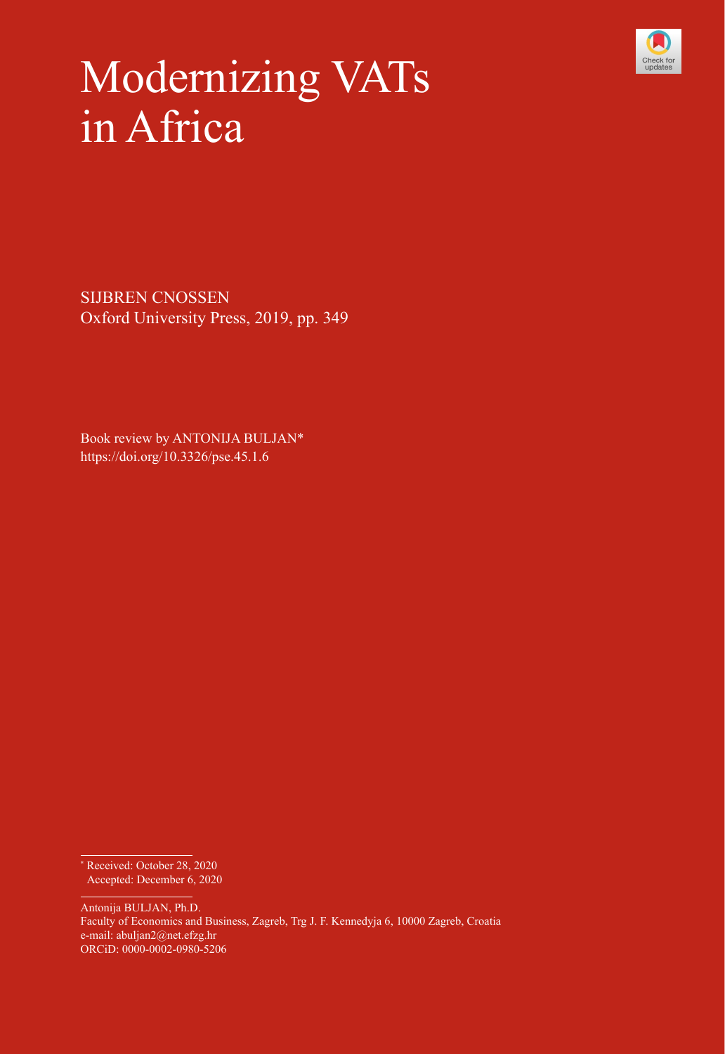# Modernizing VATs in Africa

SIJBREN CNOSSEN
Oxford University Press, 2019, pp. 349

Book review by ANTONIJA BULJAN*
https://doi.org/10.3326/pse.45.1.6

---

\* Received: October 28, 2020
Accepted: December 6, 2020

---

Antonija BULJAN, Ph.D.
Faculty of Economics and Business, Zagreb, Trg J. F. Kennedyja 6, 10000 Zagreb, Croatia
e-mail: abuljan2@net.efzg.hr
ORCiD: 0000-0002-0980-5206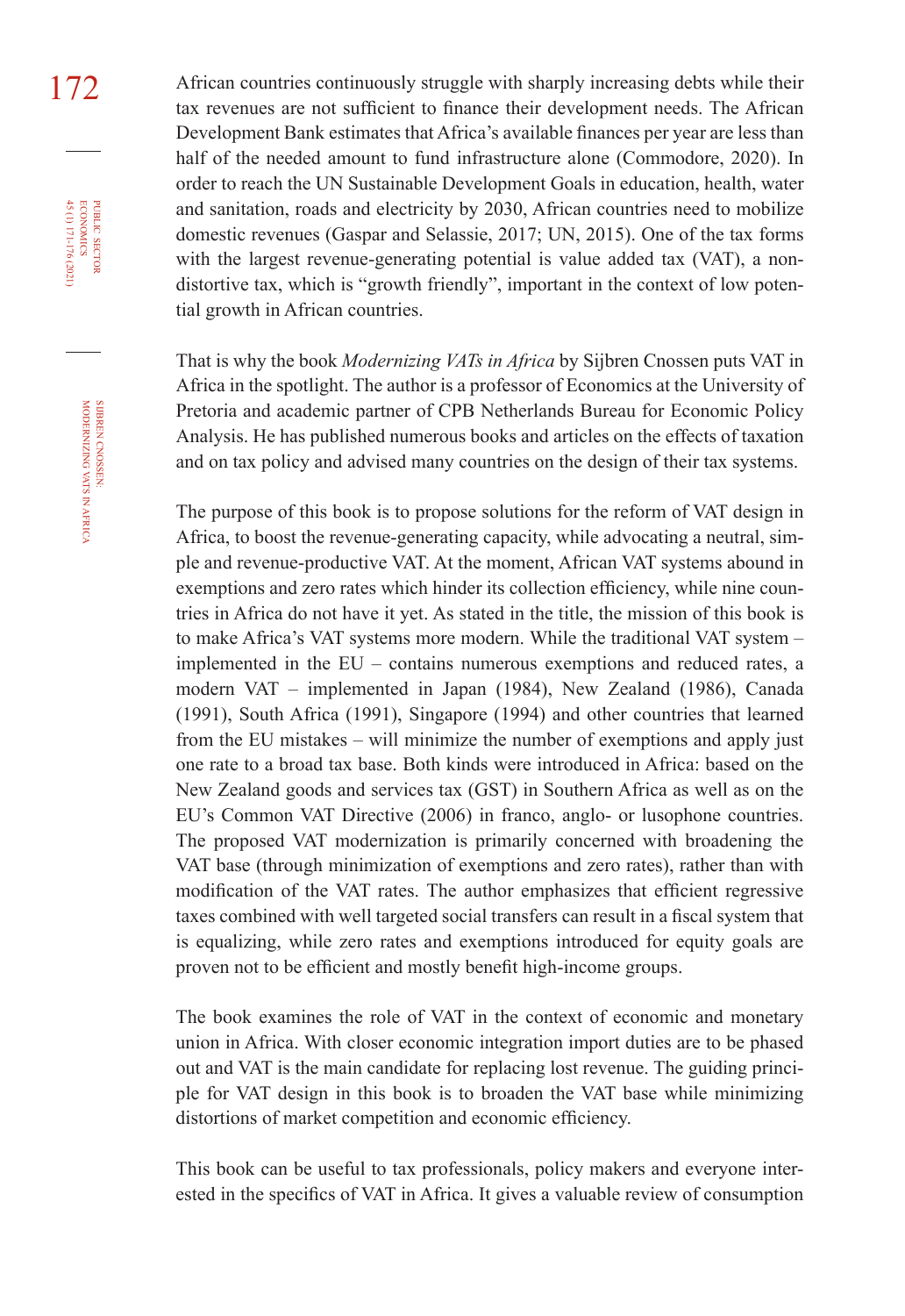African countries continuously struggle with sharply increasing debts while their tax revenues are not sufficient to finance their development needs. The African Development Bank estimates that Africa's available finances per year are less than half of the needed amount to fund infrastructure alone (Commodore, 2020). In order to reach the UN Sustainable Development Goals in education, health, water and sanitation, roads and electricity by 2030, African countries need to mobilize domestic revenues (Gaspar and Selassie, 2017; UN, 2015). One of the tax forms with the largest revenue-generating potential is value added tax (VAT), a non-distortive tax, which is "growth friendly", important in the context of low potential growth in African countries.

That is why the book *Modernizing VATs in Africa* by Sijbren Cnossen puts VAT in Africa in the spotlight. The author is a professor of Economics at the University of Pretoria and academic partner of CPB Netherlands Bureau for Economic Policy Analysis. He has published numerous books and articles on the effects of taxation and on tax policy and advised many countries on the design of their tax systems.

The purpose of this book is to propose solutions for the reform of VAT design in Africa, to boost the revenue-generating capacity, while advocating a neutral, simple and revenue-productive VAT. At the moment, African VAT systems abound in exemptions and zero rates which hinder its collection efficiency, while nine countries in Africa do not have it yet. As stated in the title, the mission of this book is to make Africa's VAT systems more modern. While the traditional VAT system – implemented in the EU – contains numerous exemptions and reduced rates, a modern VAT – implemented in Japan (1984), New Zealand (1986), Canada (1991), South Africa (1991), Singapore (1994) and other countries that learned from the EU mistakes – will minimize the number of exemptions and apply just one rate to a broad tax base. Both kinds were introduced in Africa: based on the New Zealand goods and services tax (GST) in Southern Africa as well as on the EU's Common VAT Directive (2006) in franco, anglo- or lusophone countries. The proposed VAT modernization is primarily concerned with broadening the VAT base (through minimization of exemptions and zero rates), rather than with modification of the VAT rates. The author emphasizes that efficient regressive taxes combined with well targeted social transfers can result in a fiscal system that is equalizing, while zero rates and exemptions introduced for equity goals are proven not to be efficient and mostly benefit high-income groups.

The book examines the role of VAT in the context of economic and monetary union in Africa. With closer economic integration import duties are to be phased out and VAT is the main candidate for replacing lost revenue. The guiding principle for VAT design in this book is to broaden the VAT base while minimizing distortions of market competition and economic efficiency.

This book can be useful to tax professionals, policy makers and everyone interested in the specifics of VAT in Africa. It gives a valuable review of consumption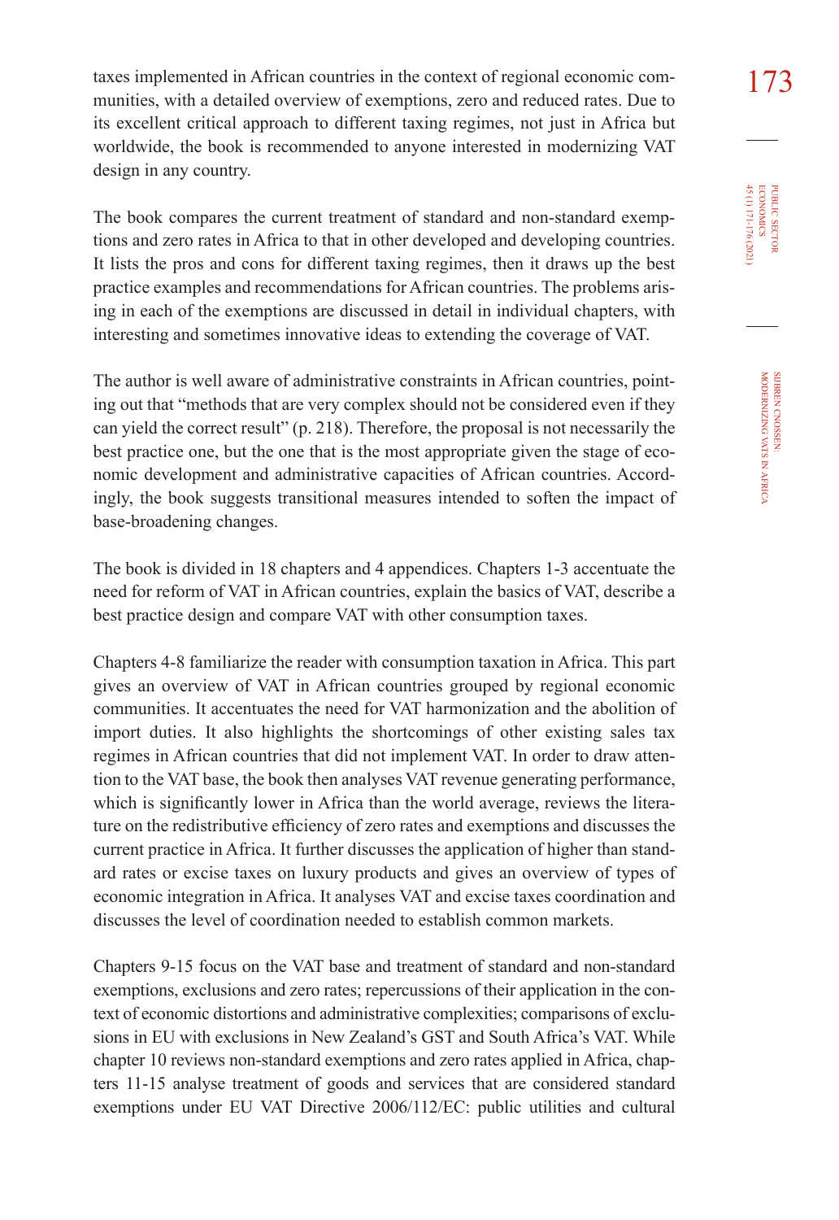taxes implemented in African countries in the context of regional economic communities, with a detailed overview of exemptions, zero and reduced rates. Due to its excellent critical approach to different taxing regimes, not just in Africa but worldwide, the book is recommended to anyone interested in modernizing VAT design in any country.

The book compares the current treatment of standard and non-standard exemptions and zero rates in Africa to that in other developed and developing countries. It lists the pros and cons for different taxing regimes, then it draws up the best practice examples and recommendations for African countries. The problems arising in each of the exemptions are discussed in detail in individual chapters, with interesting and sometimes innovative ideas to extending the coverage of VAT.

The author is well aware of administrative constraints in African countries, pointing out that "methods that are very complex should not be considered even if they can yield the correct result" (p. 218). Therefore, the proposal is not necessarily the best practice one, but the one that is the most appropriate given the stage of economic development and administrative capacities of African countries. Accordingly, the book suggests transitional measures intended to soften the impact of base-broadening changes.

The book is divided in 18 chapters and 4 appendices. Chapters 1-3 accentuate the need for reform of VAT in African countries, explain the basics of VAT, describe a best practice design and compare VAT with other consumption taxes.

Chapters 4-8 familiarize the reader with consumption taxation in Africa. This part gives an overview of VAT in African countries grouped by regional economic communities. It accentuates the need for VAT harmonization and the abolition of import duties. It also highlights the shortcomings of other existing sales tax regimes in African countries that did not implement VAT. In order to draw attention to the VAT base, the book then analyses VAT revenue generating performance, which is significantly lower in Africa than the world average, reviews the literature on the redistributive efficiency of zero rates and exemptions and discusses the current practice in Africa. It further discusses the application of higher than standard rates or excise taxes on luxury products and gives an overview of types of economic integration in Africa. It analyses VAT and excise taxes coordination and discusses the level of coordination needed to establish common markets.

Chapters 9-15 focus on the VAT base and treatment of standard and non-standard exemptions, exclusions and zero rates; repercussions of their application in the context of economic distortions and administrative complexities; comparisons of exclusions in EU with exclusions in New Zealand's GST and South Africa's VAT. While chapter 10 reviews non-standard exemptions and zero rates applied in Africa, chapters 11-15 analyse treatment of goods and services that are considered standard exemptions under EU VAT Directive 2006/112/EC: public utilities and cultural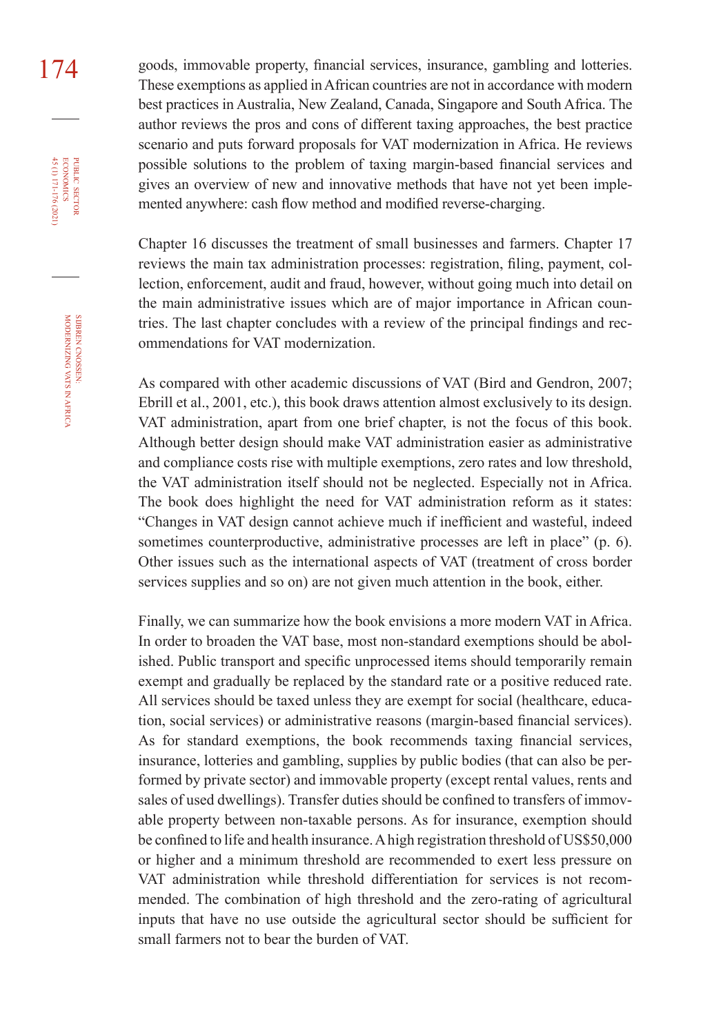goods, immovable property, financial services, insurance, gambling and lotteries. These exemptions as applied in African countries are not in accordance with modern best practices in Australia, New Zealand, Canada, Singapore and South Africa. The author reviews the pros and cons of different taxing approaches, the best practice scenario and puts forward proposals for VAT modernization in Africa. He reviews possible solutions to the problem of taxing margin-based financial services and gives an overview of new and innovative methods that have not yet been implemented anywhere: cash flow method and modified reverse-charging.

Chapter 16 discusses the treatment of small businesses and farmers. Chapter 17 reviews the main tax administration processes: registration, filing, payment, collection, enforcement, audit and fraud, however, without going much into detail on the main administrative issues which are of major importance in African countries. The last chapter concludes with a review of the principal findings and recommendations for VAT modernization.

As compared with other academic discussions of VAT (Bird and Gendron, 2007; Ebrill et al., 2001, etc.), this book draws attention almost exclusively to its design. VAT administration, apart from one brief chapter, is not the focus of this book. Although better design should make VAT administration easier as administrative and compliance costs rise with multiple exemptions, zero rates and low threshold, the VAT administration itself should not be neglected. Especially not in Africa. The book does highlight the need for VAT administration reform as it states: "Changes in VAT design cannot achieve much if inefficient and wasteful, indeed sometimes counterproductive, administrative processes are left in place" (p. 6). Other issues such as the international aspects of VAT (treatment of cross border services supplies and so on) are not given much attention in the book, either.

Finally, we can summarize how the book envisions a more modern VAT in Africa. In order to broaden the VAT base, most non-standard exemptions should be abolished. Public transport and specific unprocessed items should temporarily remain exempt and gradually be replaced by the standard rate or a positive reduced rate. All services should be taxed unless they are exempt for social (healthcare, education, social services) or administrative reasons (margin-based financial services). As for standard exemptions, the book recommends taxing financial services, insurance, lotteries and gambling, supplies by public bodies (that can also be performed by private sector) and immovable property (except rental values, rents and sales of used dwellings). Transfer duties should be confined to transfers of immovable property between non-taxable persons. As for insurance, exemption should be confined to life and health insurance. A high registration threshold of US$50,000 or higher and a minimum threshold are recommended to exert less pressure on VAT administration while threshold differentiation for services is not recommended. The combination of high threshold and the zero-rating of agricultural inputs that have no use outside the agricultural sector should be sufficient for small farmers not to bear the burden of VAT.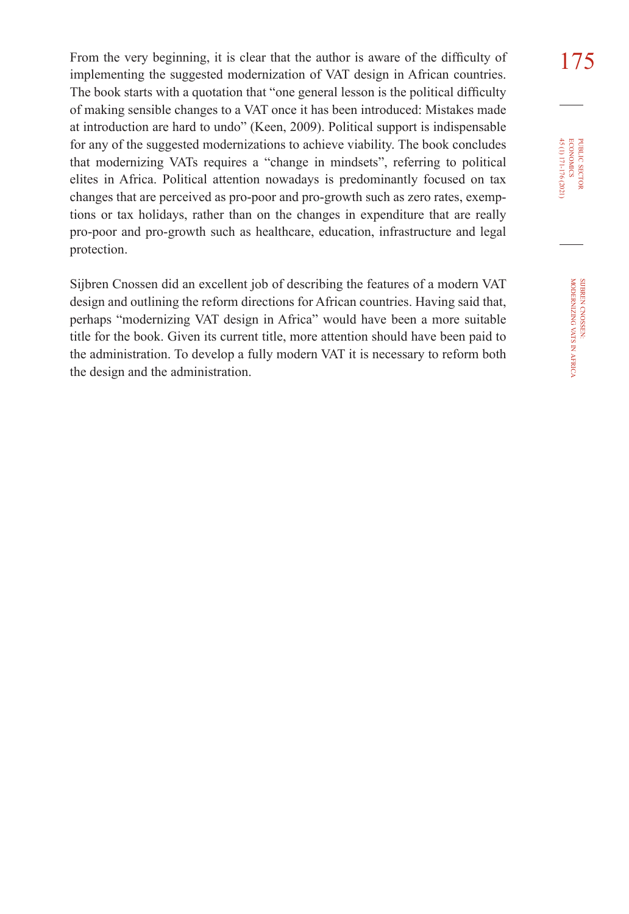From the very beginning, it is clear that the author is aware of the difficulty of implementing the suggested modernization of VAT design in African countries. The book starts with a quotation that "one general lesson is the political difficulty of making sensible changes to a VAT once it has been introduced: Mistakes made at introduction are hard to undo" (Keen, 2009). Political support is indispensable for any of the suggested modernizations to achieve viability. The book concludes that modernizing VATs requires a "change in mindsets", referring to political elites in Africa. Political attention nowadays is predominantly focused on tax changes that are perceived as pro-poor and pro-growth such as zero rates, exemptions or tax holidays, rather than on the changes in expenditure that are really pro-poor and pro-growth such as healthcare, education, infrastructure and legal protection.

Sijbren Cnossen did an excellent job of describing the features of a modern VAT design and outlining the reform directions for African countries. Having said that, perhaps "modernizing VAT design in Africa" would have been a more suitable title for the book. Given its current title, more attention should have been paid to the administration. To develop a fully modern VAT it is necessary to reform both the design and the administration.